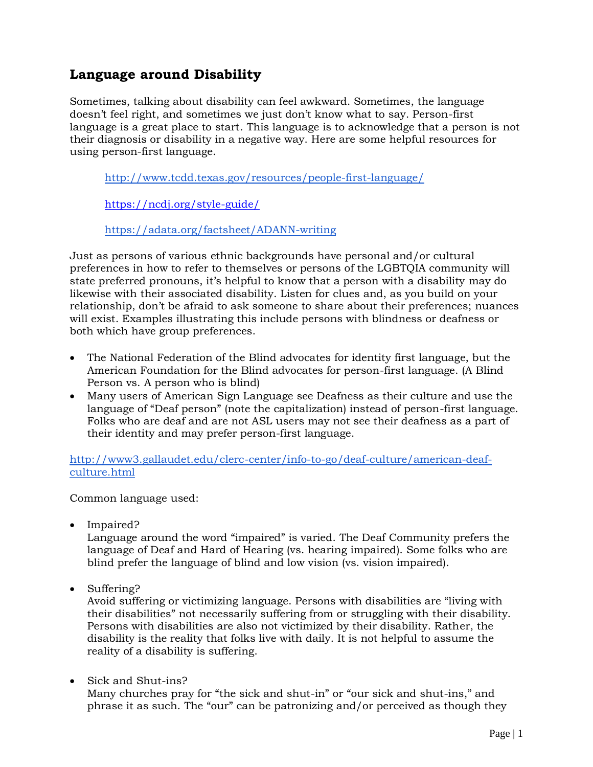## Language around Disability

Sometimes, talking about disability can feel awkward. Sometimes, the language doesn't feel right, and sometimes we just don't know what to say. Person-first language is a great place to start. This language is to acknowledge that a person is not their diagnosis or disability in a negative way. Here are some helpful resources for using person-first language.

> http://www.tcdd.texas.gov/resources/people-first-language/
>
> https://ncdj.org/style-guide/
>
> https://adata.org/factsheet/ADANN-writing

Just as persons of various ethnic backgrounds have personal and/or cultural preferences in how to refer to themselves or persons of the LGBTQIA community will state preferred pronouns, it's helpful to know that a person with a disability may do likewise with their associated disability. Listen for clues and, as you build on your relationship, don't be afraid to ask someone to share about their preferences; nuances will exist. Examples illustrating this include persons with blindness or deafness or both which have group preferences.

- The National Federation of the Blind advocates for identity first language, but the American Foundation for the Blind advocates for person-first language. (A Blind Person vs. A person who is blind)
- Many users of American Sign Language see Deafness as their culture and use the language of "Deaf person" (note the capitalization) instead of person-first language. Folks who are deaf and are not ASL users may not see their deafness as a part of their identity and may prefer person-first language.

http://www3.gallaudet.edu/clerc-center/info-to-go/deaf-culture/american-deaf-culture.html

Common language used:

- Impaired?
  Language around the word "impaired" is varied. The Deaf Community prefers the language of Deaf and Hard of Hearing (vs. hearing impaired). Some folks who are blind prefer the language of blind and low vision (vs. vision impaired).

- Suffering?
  Avoid suffering or victimizing language. Persons with disabilities are "living with their disabilities" not necessarily suffering from or struggling with their disability. Persons with disabilities are also not victimized by their disability. Rather, the disability is the reality that folks live with daily. It is not helpful to assume the reality of a disability is suffering.

- Sick and Shut-ins?
  Many churches pray for "the sick and shut-in" or "our sick and shut-ins," and phrase it as such. The "our" can be patronizing and/or perceived as though they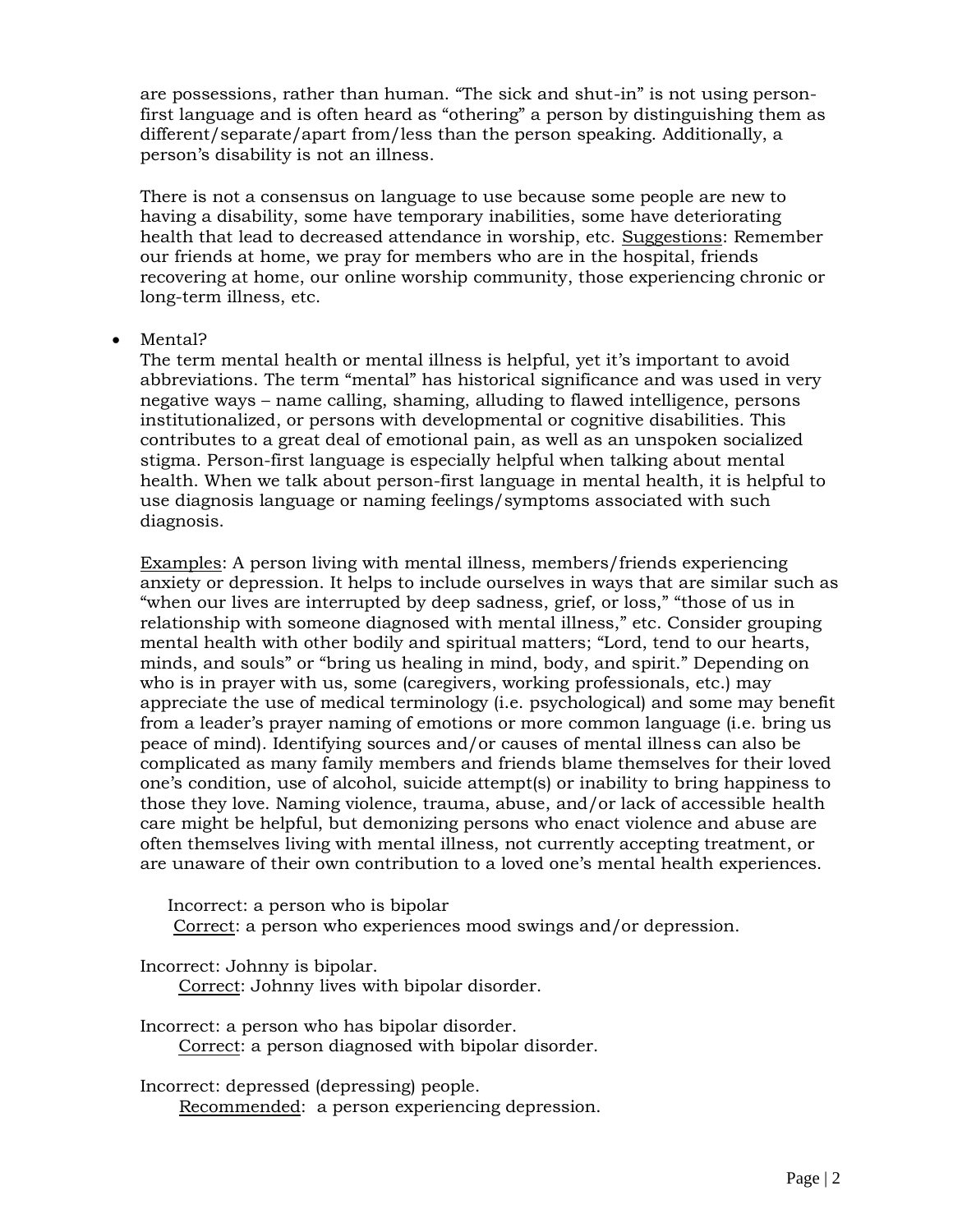are possessions, rather than human. "The sick and shut-in" is not using person-first language and is often heard as "othering" a person by distinguishing them as different/separate/apart from/less than the person speaking. Additionally, a person's disability is not an illness.

There is not a consensus on language to use because some people are new to having a disability, some have temporary inabilities, some have deteriorating health that lead to decreased attendance in worship, etc. Suggestions: Remember our friends at home, we pray for members who are in the hospital, friends recovering at home, our online worship community, those experiencing chronic or long-term illness, etc.

- Mental?

  The term mental health or mental illness is helpful, yet it's important to avoid abbreviations. The term "mental" has historical significance and was used in very negative ways – name calling, shaming, alluding to flawed intelligence, persons institutionalized, or persons with developmental or cognitive disabilities. This contributes to a great deal of emotional pain, as well as an unspoken socialized stigma. Person-first language is especially helpful when talking about mental health. When we talk about person-first language in mental health, it is helpful to use diagnosis language or naming feelings/symptoms associated with such diagnosis.

  Examples: A person living with mental illness, members/friends experiencing anxiety or depression. It helps to include ourselves in ways that are similar such as "when our lives are interrupted by deep sadness, grief, or loss," "those of us in relationship with someone diagnosed with mental illness," etc. Consider grouping mental health with other bodily and spiritual matters; "Lord, tend to our hearts, minds, and souls" or "bring us healing in mind, body, and spirit." Depending on who is in prayer with us, some (caregivers, working professionals, etc.) may appreciate the use of medical terminology (i.e. psychological) and some may benefit from a leader's prayer naming of emotions or more common language (i.e. bring us peace of mind). Identifying sources and/or causes of mental illness can also be complicated as many family members and friends blame themselves for their loved one's condition, use of alcohol, suicide attempt(s) or inability to bring happiness to those they love. Naming violence, trauma, abuse, and/or lack of accessible health care might be helpful, but demonizing persons who enact violence and abuse are often themselves living with mental illness, not currently accepting treatment, or are unaware of their own contribution to a loved one's mental health experiences.

  Incorrect: a person who is bipolar
  Correct: a person who experiences mood swings and/or depression.

  Incorrect: Johnny is bipolar.
  Correct: Johnny lives with bipolar disorder.

  Incorrect: a person who has bipolar disorder.
  Correct: a person diagnosed with bipolar disorder.

  Incorrect: depressed (depressing) people.
  Recommended: a person experiencing depression.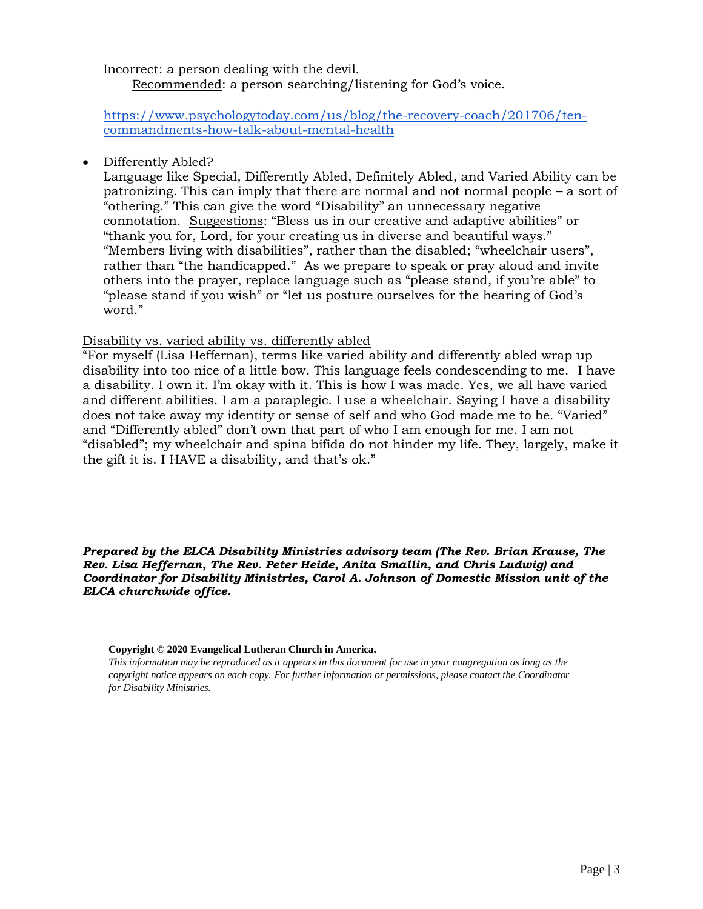Incorrect: a person dealing with the devil.

<u>Recommended</u>: a person searching/listening for God's voice.

[https://www.psychologytoday.com/us/blog/the-recovery-coach/201706/ten-commandments-how-talk-about-mental-health](https://www.psychologytoday.com/us/blog/the-recovery-coach/201706/ten-commandments-how-talk-about-mental-health)

- Differently Abled?

  Language like Special, Differently Abled, Definitely Abled, and Varied Ability can be patronizing. This can imply that there are normal and not normal people – a sort of "othering." This can give the word "Disability" an unnecessary negative connotation. <u>Suggestions</u>: "Bless us in our creative and adaptive abilities" or "thank you for, Lord, for your creating us in diverse and beautiful ways." "Members living with disabilities", rather than the disabled; "wheelchair users", rather than "the handicapped." As we prepare to speak or pray aloud and invite others into the prayer, replace language such as "please stand, if you're able" to "please stand if you wish" or "let us posture ourselves for the hearing of God's word."

<u>Disability vs. varied ability vs. differently abled</u>

"For myself (Lisa Heffernan), terms like varied ability and differently abled wrap up disability into too nice of a little bow. This language feels condescending to me. I have a disability. I own it. I'm okay with it. This is how I was made. Yes, we all have varied and different abilities. I am a paraplegic. I use a wheelchair. Saying I have a disability does not take away my identity or sense of self and who God made me to be. "Varied" and "Differently abled" don't own that part of who I am enough for me. I am not "disabled"; my wheelchair and spina bifida do not hinder my life. They, largely, make it the gift it is. I HAVE a disability, and that's ok."

***Prepared by the ELCA Disability Ministries advisory team (The Rev. Brian Krause, The Rev. Lisa Heffernan, The Rev. Peter Heide, Anita Smallin, and Chris Ludwig) and Coordinator for Disability Ministries, Carol A. Johnson of Domestic Mission unit of the ELCA churchwide office.***

**Copyright © 2020 Evangelical Lutheran Church in America.**

*This information may be reproduced as it appears in this document for use in your congregation as long as the copyright notice appears on each copy. For further information or permissions, please contact the Coordinator for Disability Ministries.*